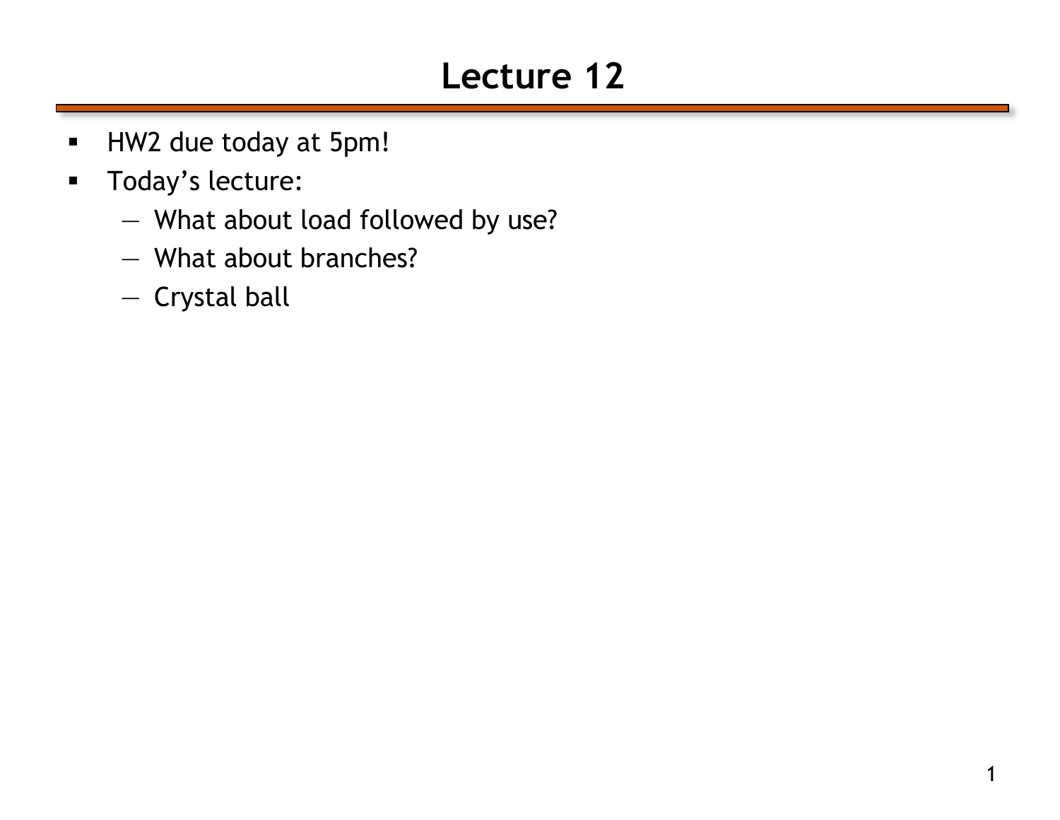# Lecture 12

- HW2 due today at 5pm!
- Today's lecture:
  - What about load followed by use?
  - What about branches?
  - Crystal ball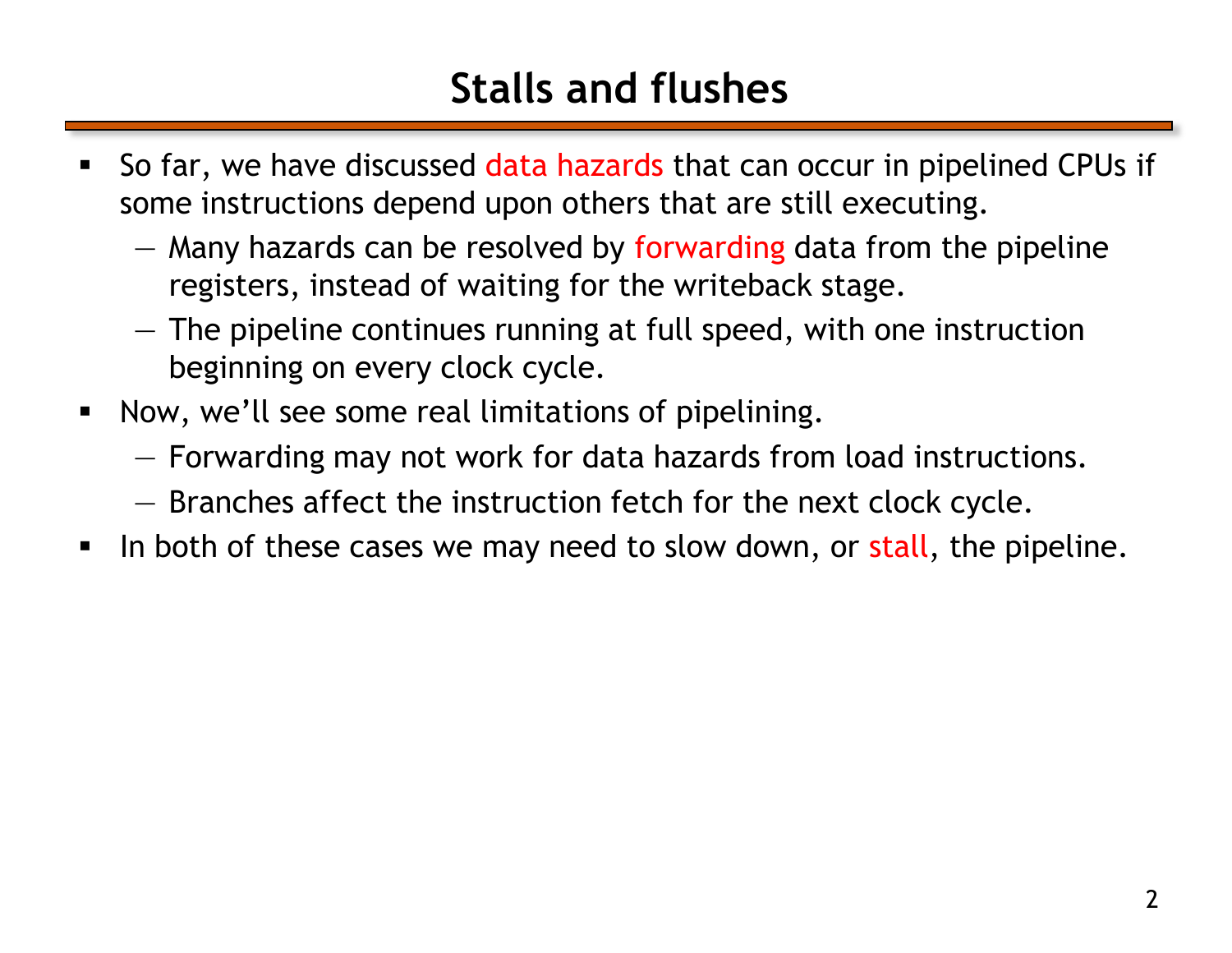# Stalls and flushes

- So far, we have discussed data hazards that can occur in pipelined CPUs if some instructions depend upon others that are still executing.
  - Many hazards can be resolved by forwarding data from the pipeline registers, instead of waiting for the writeback stage.
  - The pipeline continues running at full speed, with one instruction beginning on every clock cycle.
- Now, we'll see some real limitations of pipelining.
  - Forwarding may not work for data hazards from load instructions.
  - Branches affect the instruction fetch for the next clock cycle.
- In both of these cases we may need to slow down, or stall, the pipeline.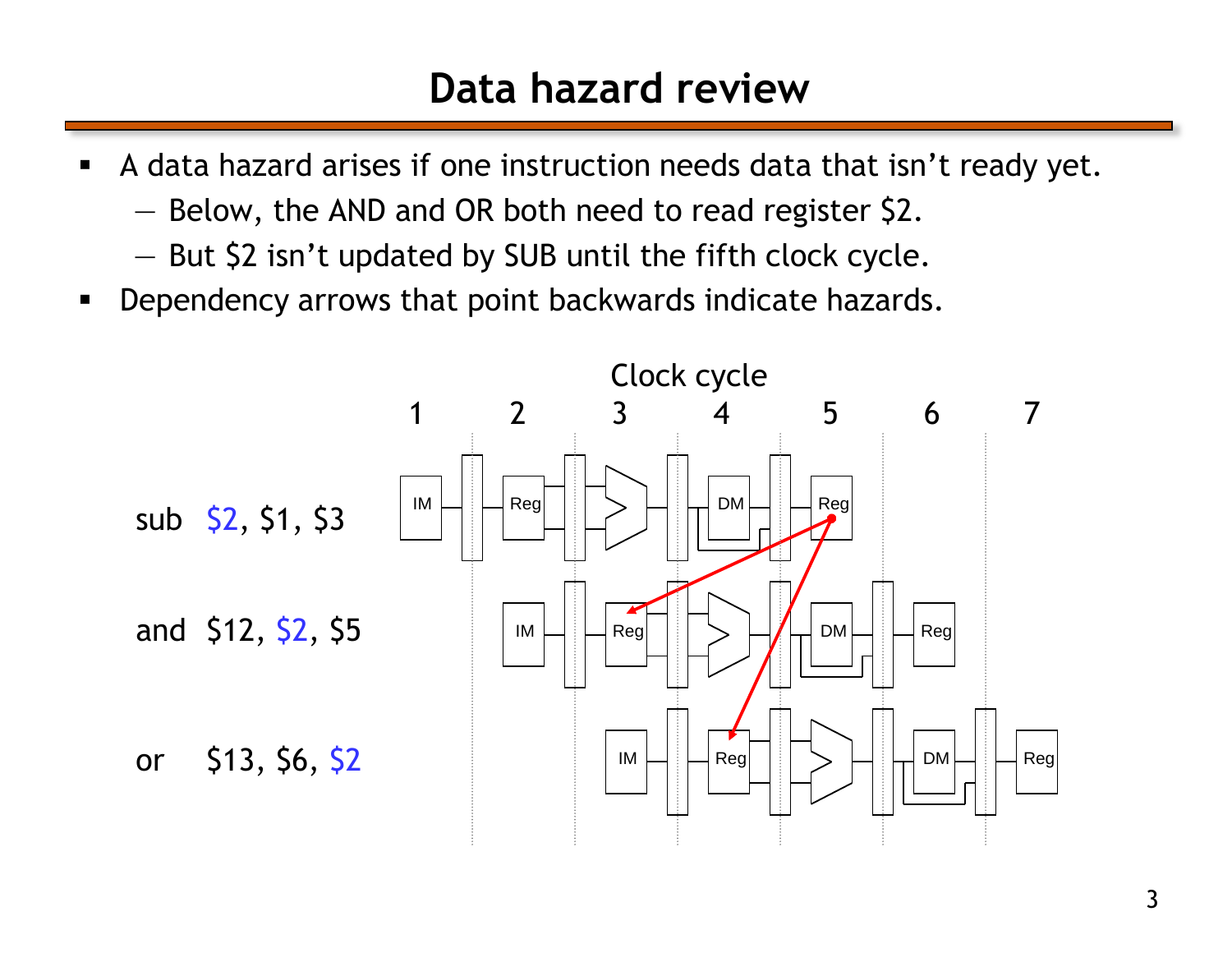# Data hazard review

- A data hazard arises if one instruction needs data that isn't ready yet.
  - Below, the AND and OR both need to read register $2.
  - But $2 isn't updated by SUB until the fifth clock cycle.
- Dependency arrows that point backwards indicate hazards.

Clock cycle

1 2 3 4 5 6 7

sub $2, $1, $3

and $12, $2, $5

or $13, $6, $2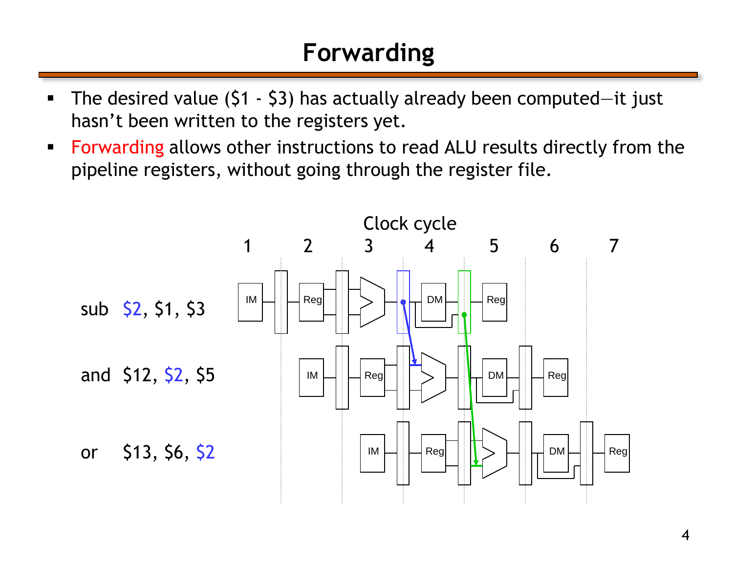# Forwarding

- The desired value ($1 - $3) has actually already been computed—it just hasn't been written to the registers yet.
- Forwarding allows other instructions to read ALU results directly from the pipeline registers, without going through the register file.

Clock cycle

| | 1 | 2 | 3 | 4 | 5 | 6 | 7 |
|---|---|---|---|---|---|---|---|
| sub $2, $1, $3 | IM | Reg | ALU | DM | Reg | | |
| and $12, $2, $5 | | IM | Reg | ALU | DM | Reg | |
| or $13, $6, $2 | | | IM | Reg | ALU | DM | Reg |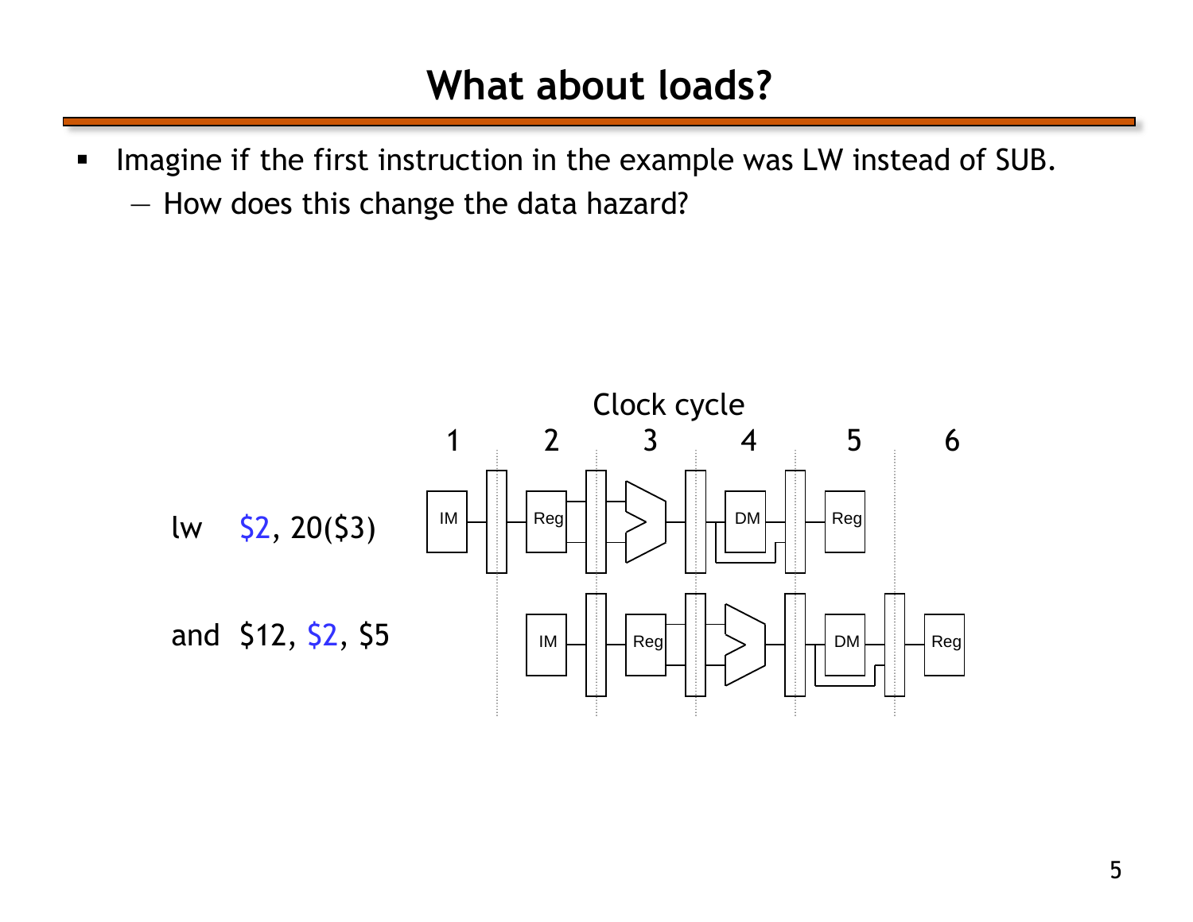# What about loads?

- Imagine if the first instruction in the example was LW instead of SUB.
  - How does this change the data hazard?

Clock cycle

1 2 3 4 5 6

lw $2, 20($3)

and $12, $2, $5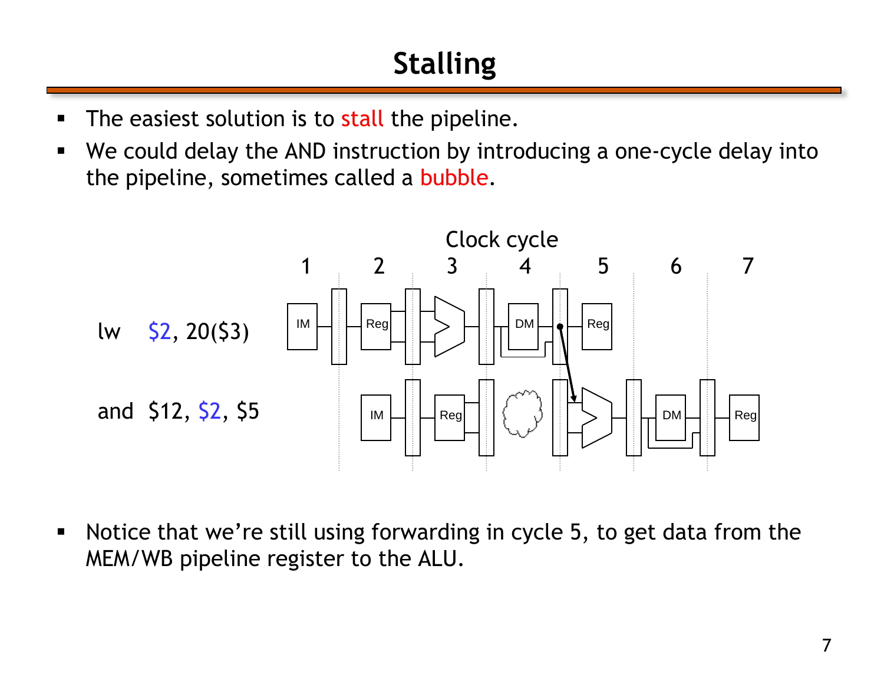# Stalling

- The easiest solution is to stall the pipeline.
- We could delay the AND instruction by introducing a one-cycle delay into the pipeline, sometimes called a bubble.

Clock cycle

| | 1 | 2 | 3 | 4 | 5 | 6 | 7 |
|---|---|---|---|---|---|---|---|
| lw $2, 20($3) | IM | Reg | ALU | DM | Reg | | |
| and $12, $2, $5 | | IM | Reg | (bubble) | ALU | DM | Reg |

- Notice that we're still using forwarding in cycle 5, to get data from the MEM/WB pipeline register to the ALU.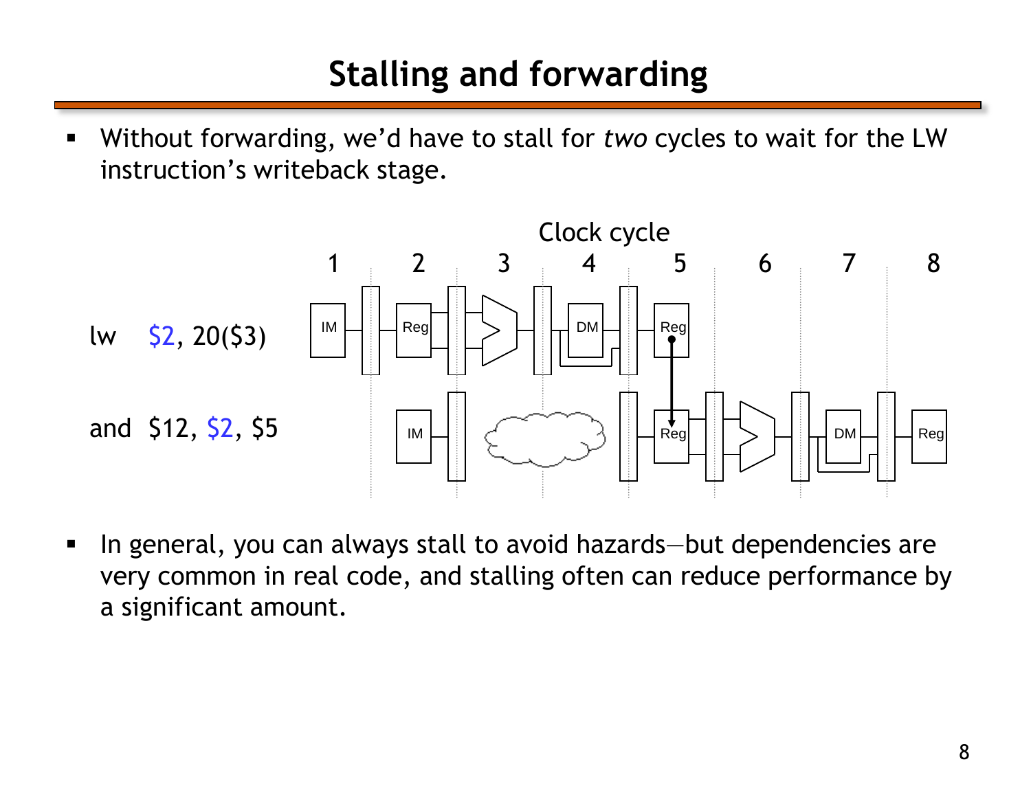# Stalling and forwarding

- Without forwarding, we'd have to stall for *two* cycles to wait for the LW instruction's writeback stage.

Clock cycle

| | 1 | 2 | 3 | 4 | 5 | 6 | 7 | 8 |
|---|---|---|---|---|---|---|---|---|
| lw $2, 20($3) | IM | Reg | ALU | DM | Reg | | | |
| and $12, $2, $5 | | IM | | | Reg | ALU | DM | Reg |

- In general, you can always stall to avoid hazards—but dependencies are very common in real code, and stalling often can reduce performance by a significant amount.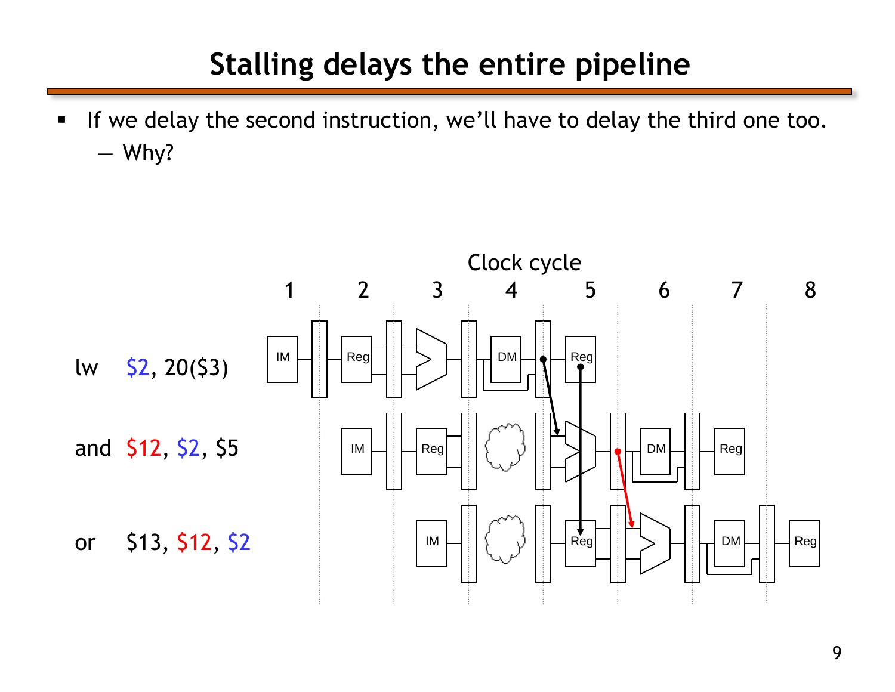# Stalling delays the entire pipeline

- If we delay the second instruction, we'll have to delay the third one too.
  - Why?

Clock cycle

1 2 3 4 5 6 7 8

lw $2, 20($3)

and $12, $2, $5

or $13, $12, $2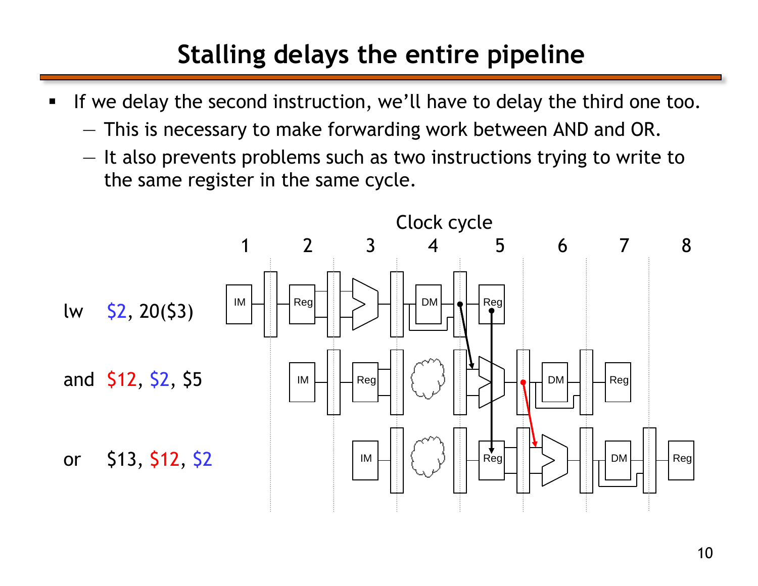# Stalling delays the entire pipeline

- If we delay the second instruction, we'll have to delay the third one too.
  - This is necessary to make forwarding work between AND and OR.
  - It also prevents problems such as two instructions trying to write to the same register in the same cycle.

Clock cycle

| | 1 | 2 | 3 | 4 | 5 | 6 | 7 | 8 |
|---|---|---|---|---|---|---|---|---|
| lw $2, 20($3) | IM | Reg | ALU | DM | Reg | | | |
| and $12, $2, $5 | | IM | Reg | (stall) | ALU | DM | Reg | |
| or $13, $12, $2 | | | IM | (stall) | Reg | ALU | DM | Reg |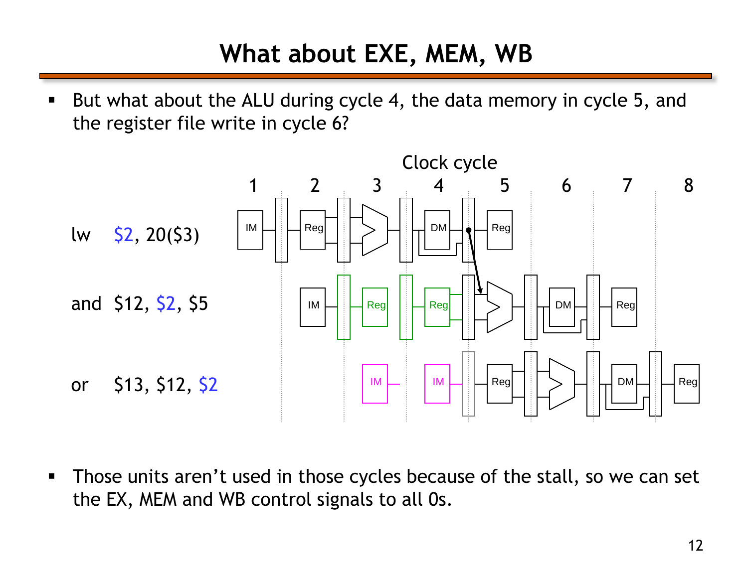# What about EXE, MEM, WB

- But what about the ALU during cycle 4, the data memory in cycle 5, and the register file write in cycle 6?

Clock cycle

| | 1 | 2 | 3 | 4 | 5 | 6 | 7 | 8 |
|---|---|---|---|---|---|---|---|---|
| lw $2, 20($3) | IM | Reg | | DM | Reg | | | |
| and $12, $2, $5 | | IM | Reg | Reg | | DM | Reg | |
| or $13, $12, $2 | | | IM | IM | Reg | | DM | Reg |

- Those units aren't used in those cycles because of the stall, so we can set the EX, MEM and WB control signals to all 0s.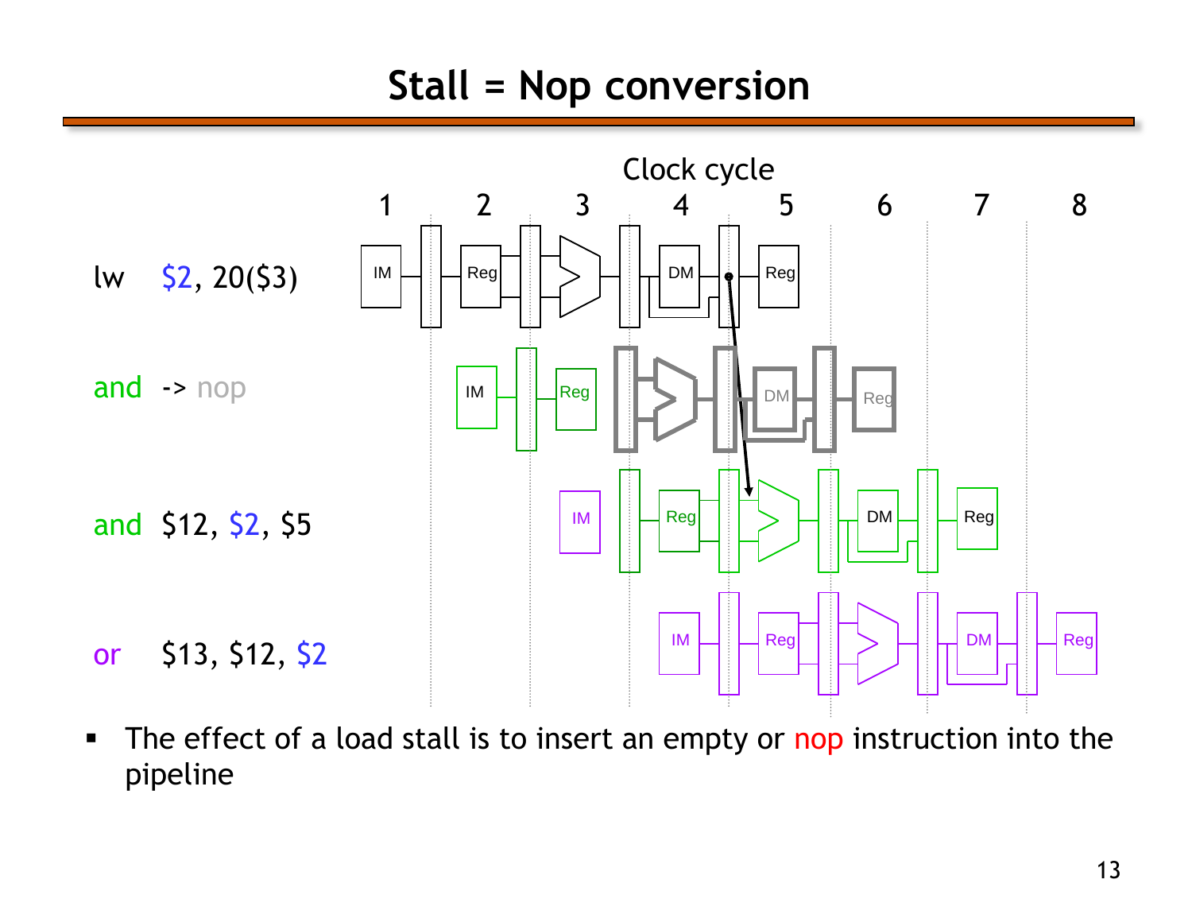# Stall = Nop conversion

Clock cycle

1 2 3 4 5 6 7 8

lw $2, 20($3)

and -> nop

and $12, $2, $5

or $13, $12, $2

- The effect of a load stall is to insert an empty or nop instruction into the pipeline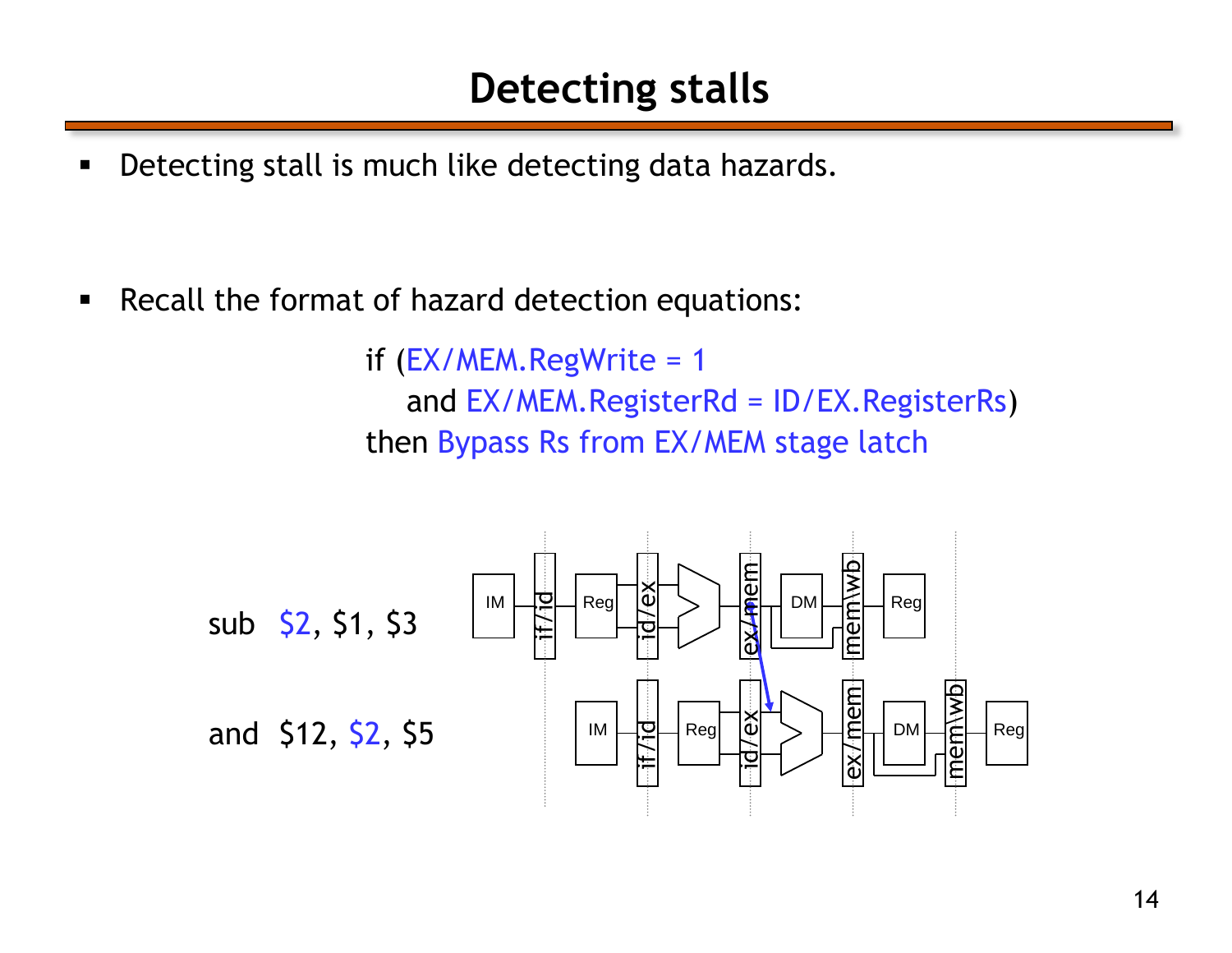# Detecting stalls

- Detecting stall is much like detecting data hazards.

- Recall the format of hazard detection equations:

```
if (EX/MEM.RegWrite = 1
    and EX/MEM.RegisterRd = ID/EX.RegisterRs)
then Bypass Rs from EX/MEM stage latch
```

sub $2, $1, $3

and $12, $2, $5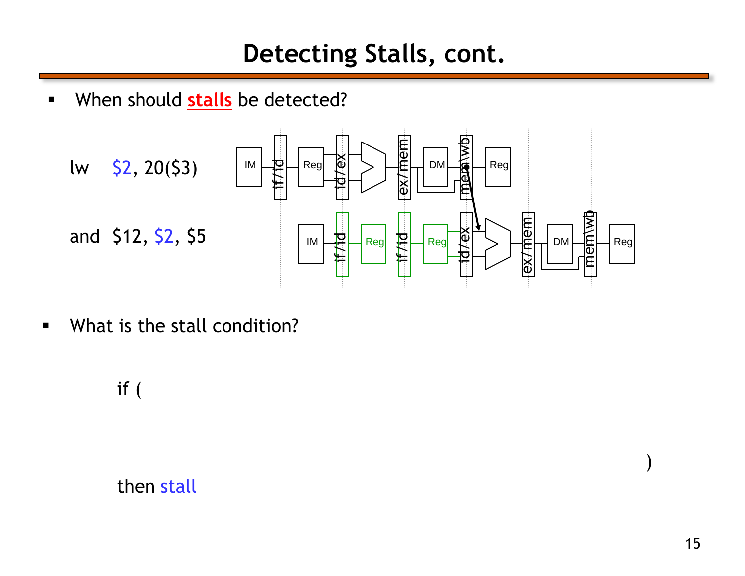# Detecting Stalls, cont.

- When should **stalls** be detected?

lw $2, 20($3)

and $12, $2, $5

- What is the stall condition?

if (

)

then stall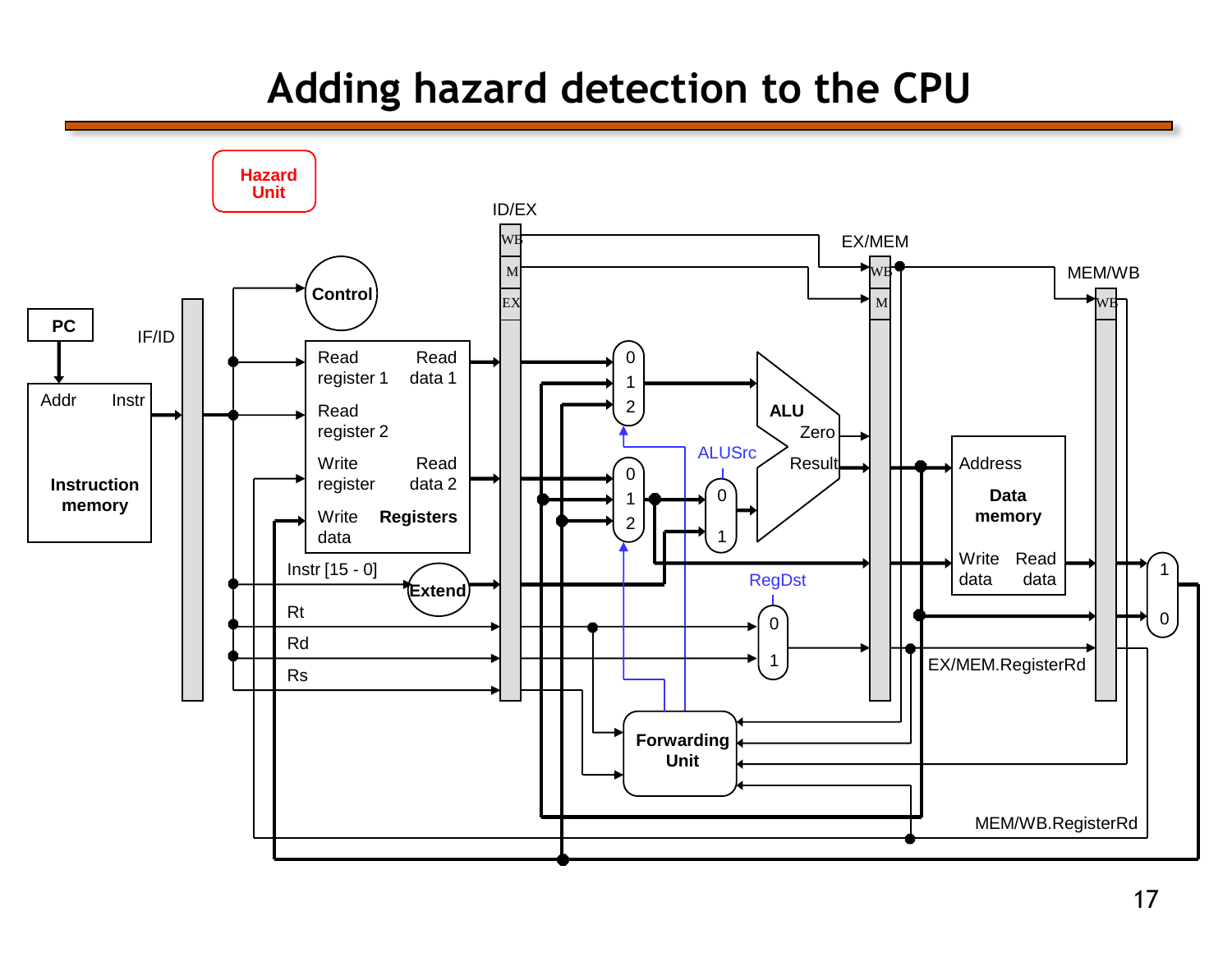# Adding hazard detection to the CPU

Hazard Unit

PC

IF/ID

Addr Instr

Instruction memory

Control

Read register 1

Read register 2

Write register

Write data

Read data 1

Read data 2

Registers

Instr [15 - 0]

Extend

Rt

Rd

Rs

ID/EX

WB

M

EX

EX/MEM

MEM/WB

ALU

Zero

Result

ALUSrc

RegDst

Address

Data memory

Write data

Read data

Forwarding Unit

EX/MEM.RegisterRd

MEM/WB.RegisterRd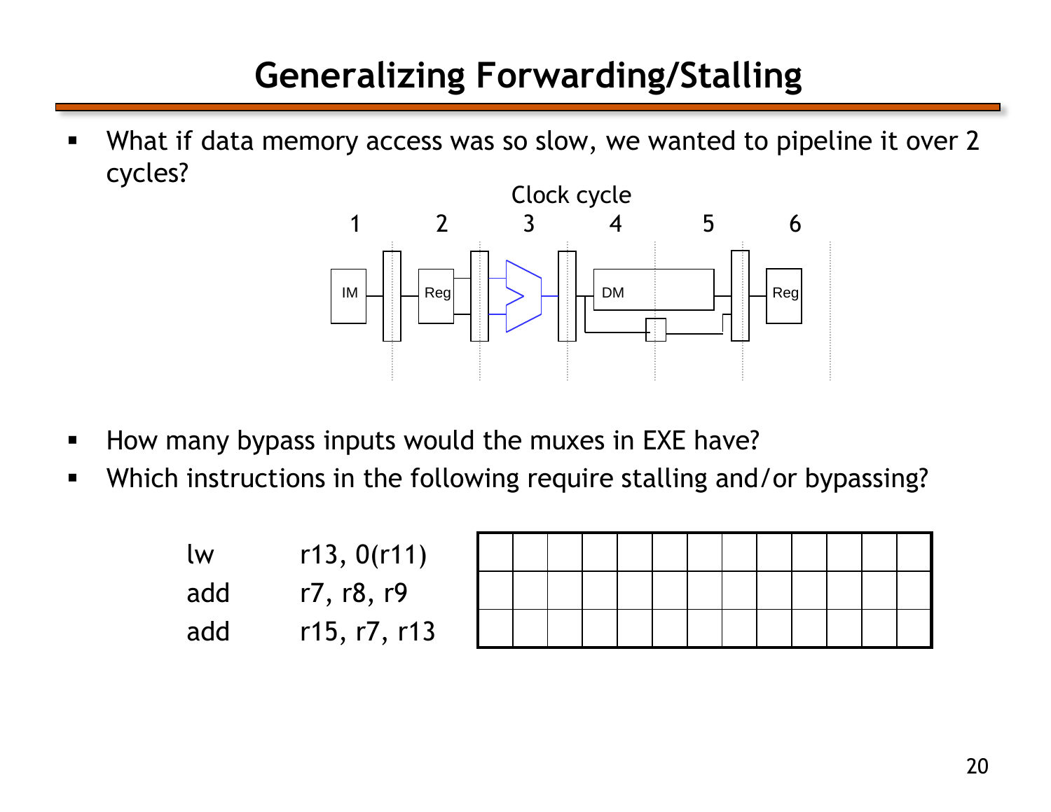# Generalizing Forwarding/Stalling

- What if data memory access was so slow, we wanted to pipeline it over 2 cycles?

Clock cycle

1 2 3 4 5 6

IM Reg DM Reg

- How many bypass inputs would the muxes in EXE have?
- Which instructions in the following require stalling and/or bypassing?

```
lw      r13, 0(r11)
add     r7, r8, r9
add     r15, r7, r13
```

| | | | | | | | | | | | | |
|---|---|---|---|---|---|---|---|---|---|---|---|---|
| | | | | | | | | | | | | |
| | | | | | | | | | | | | |
| | | | | | | | | | | | | |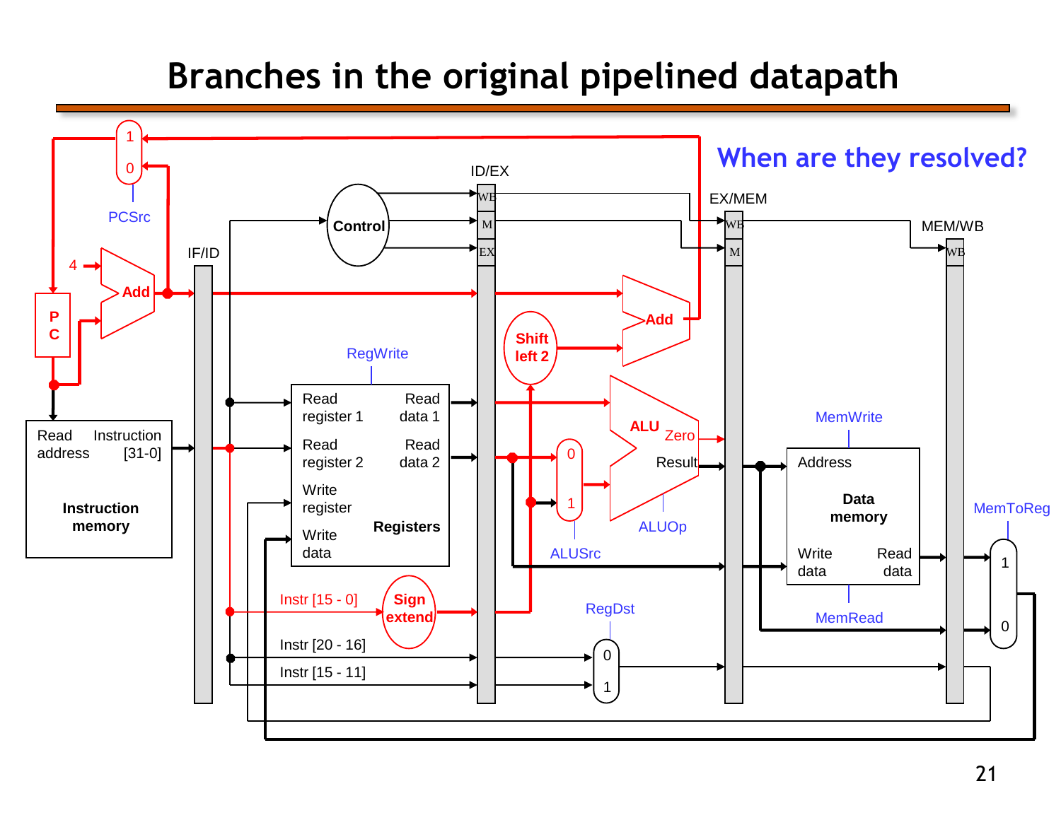# Branches in the original pipelined datapath

When are they resolved?

PCSrc, 4, Add, PC, IF/ID, Read address, Instruction [31-0], Instruction memory, Control, ID/EX, WB, M, EX, EX/MEM, MEM/WB, Shift left 2, Add, RegWrite, Read register 1, Read register 2, Write register, Write data, Read data 1, Read data 2, Registers, ALU, Zero, Result, ALUOp, ALUSrc, MemWrite, Address, Data memory, Write data, Read data, MemRead, MemToReg, Instr [15 - 0], Sign extend, Instr [20 - 16], Instr [15 - 11], RegDst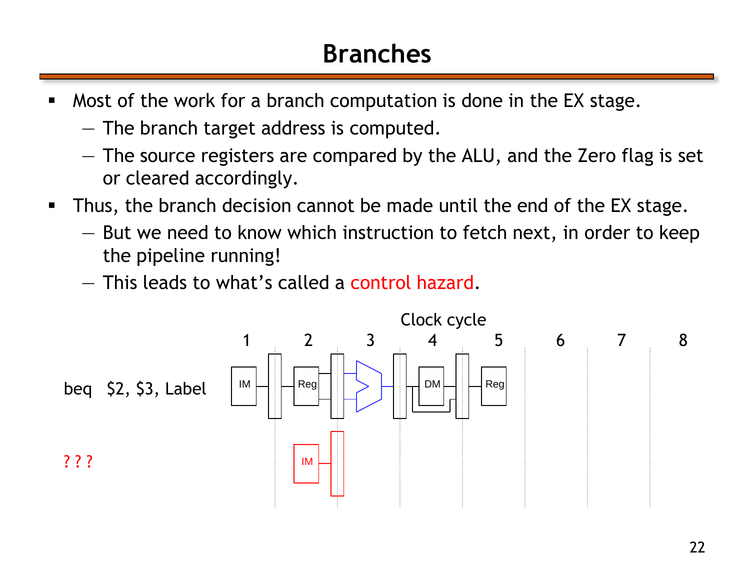# Branches

- Most of the work for a branch computation is done in the EX stage.
  - The branch target address is computed.
  - The source registers are compared by the ALU, and the Zero flag is set or cleared accordingly.
- Thus, the branch decision cannot be made until the end of the EX stage.
  - But we need to know which instruction to fetch next, in order to keep the pipeline running!
  - This leads to what's called a control hazard.

Clock cycle

1 2 3 4 5 6 7 8

beq $2, $3, Label — IM, Reg, ALU, DM, Reg

? ? ? — IM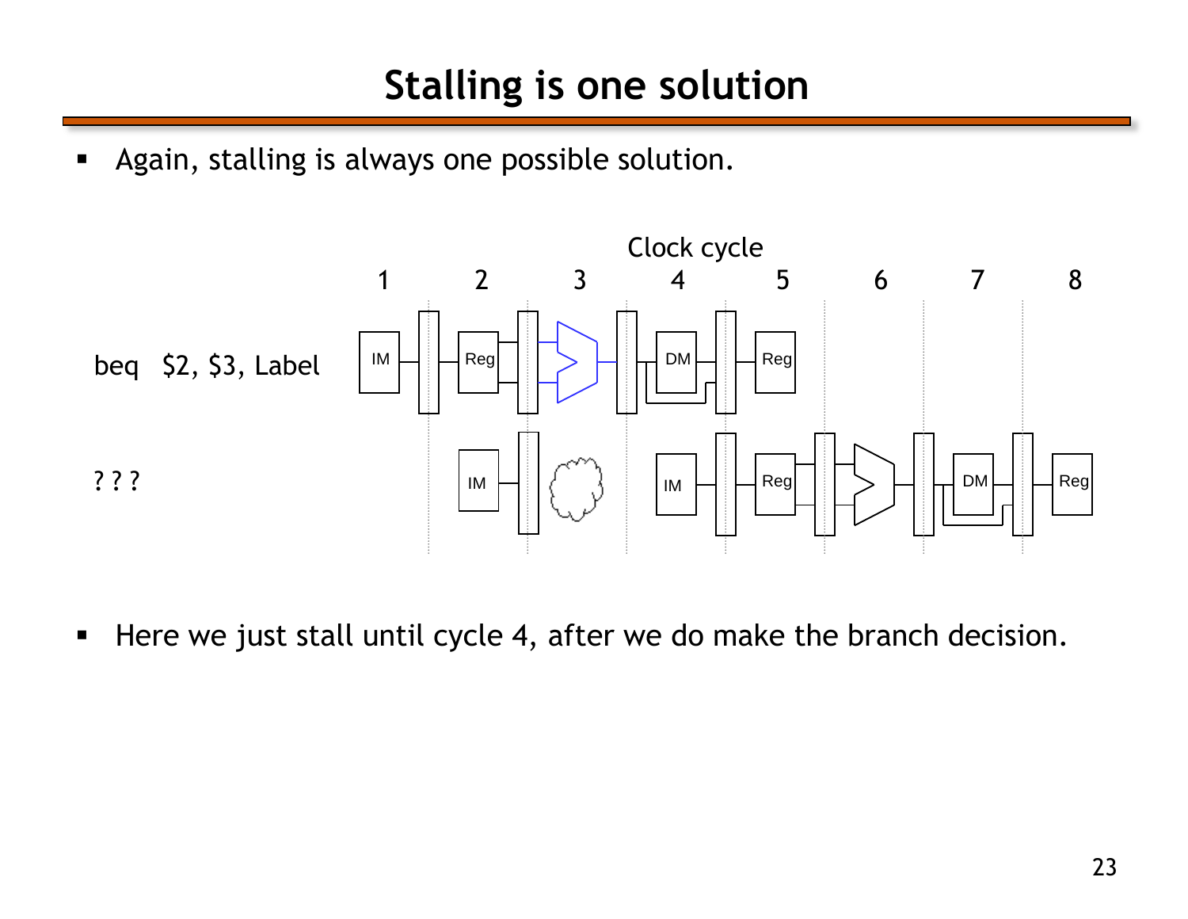# Stalling is one solution

- Again, stalling is always one possible solution.

Clock cycle

| | 1 | 2 | 3 | 4 | 5 | 6 | 7 | 8 |
|---|---|---|---|---|---|---|---|---|
| beq $2, $3, Label | IM | Reg | | DM | Reg | | | |
| ? ? ? | | IM | | IM | Reg | | DM | Reg |

- Here we just stall until cycle 4, after we do make the branch decision.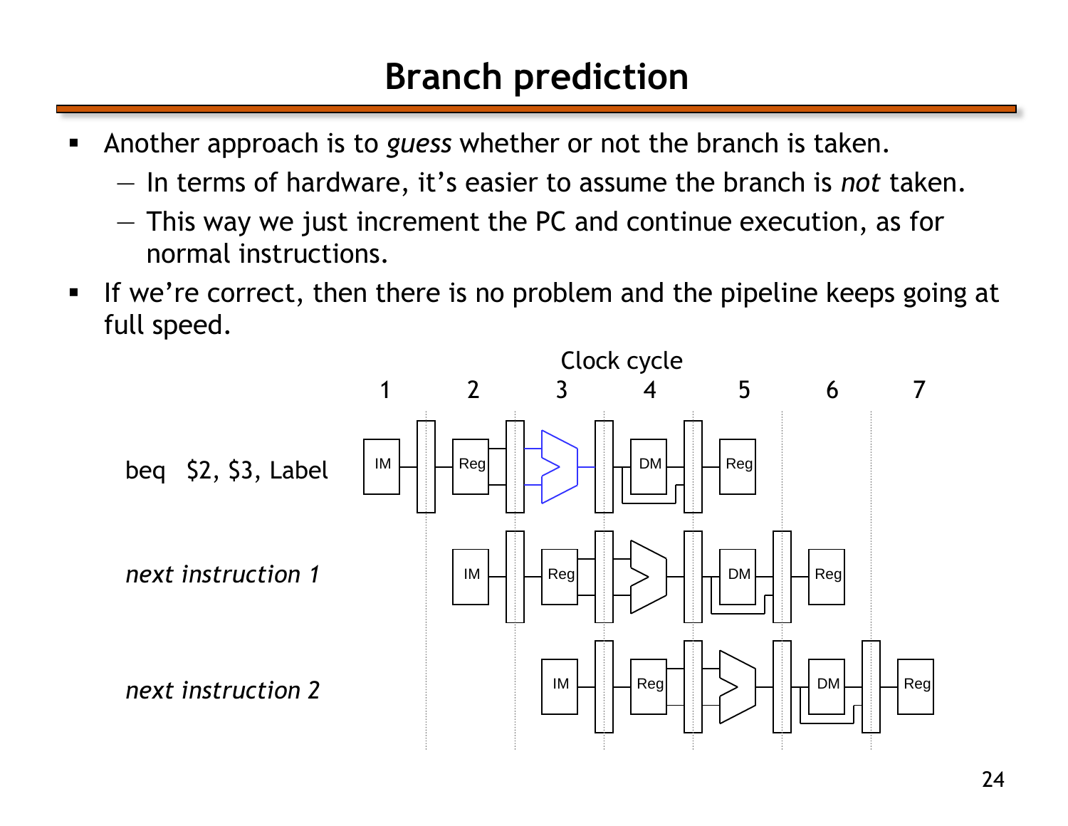# Branch prediction

- Another approach is to *guess* whether or not the branch is taken.
  - In terms of hardware, it's easier to assume the branch is *not* taken.
  - This way we just increment the PC and continue execution, as for normal instructions.
- If we're correct, then there is no problem and the pipeline keeps going at full speed.

Clock cycle

| | 1 | 2 | 3 | 4 | 5 | 6 | 7 |
|---|---|---|---|---|---|---|---|
| beq $2, $3, Label | IM | Reg | ALU | DM | Reg | | |
| *next instruction 1* | | IM | Reg | ALU | DM | Reg | |
| *next instruction 2* | | | IM | Reg | ALU | DM | Reg |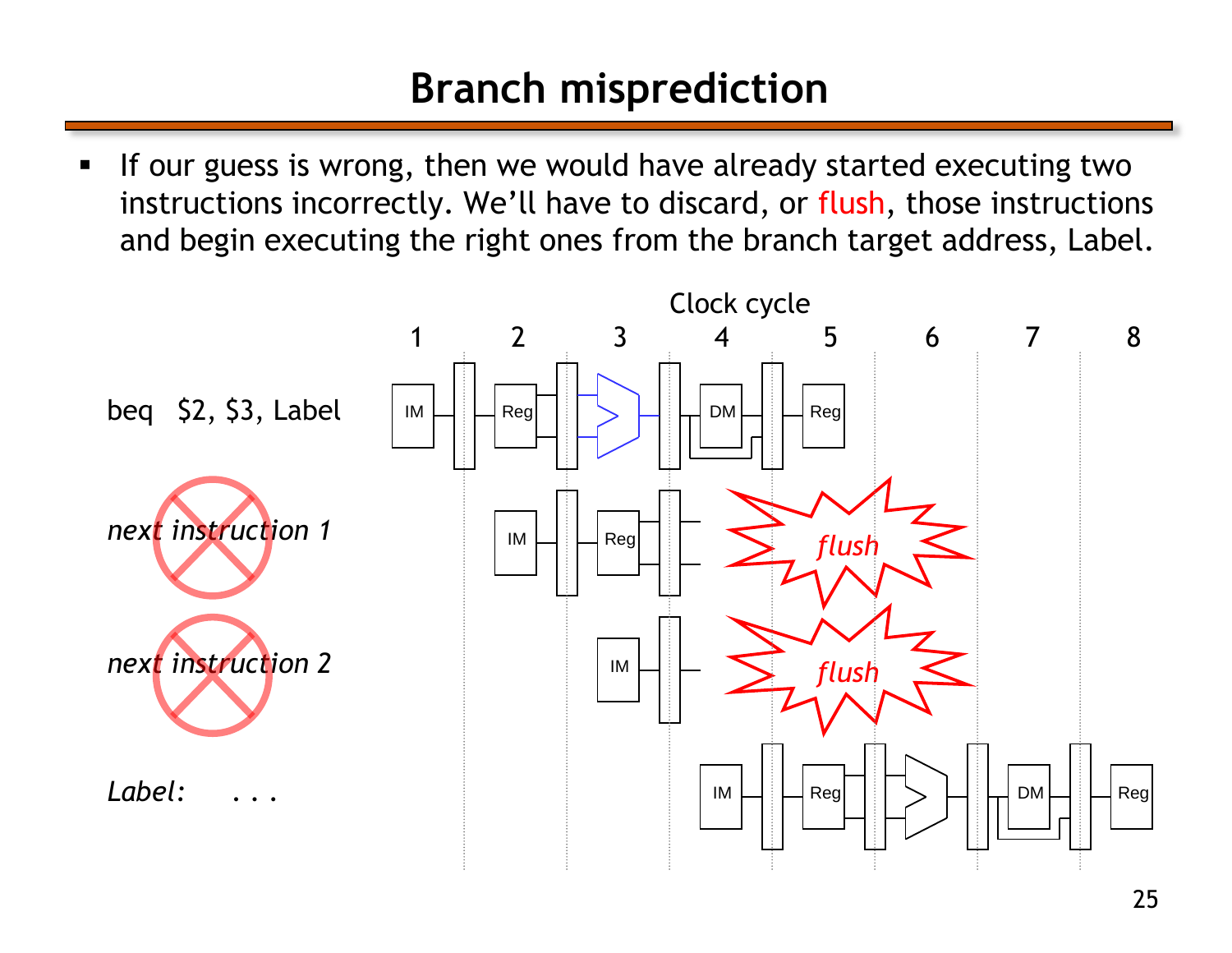# Branch misprediction

- If our guess is wrong, then we would have already started executing two instructions incorrectly. We'll have to discard, or flush, those instructions and begin executing the right ones from the branch target address, Label.

Clock cycle

| | 1 | 2 | 3 | 4 | 5 | 6 | 7 | 8 |
|---|---|---|---|---|---|---|---|---|
| beq $2, $3, Label | IM | Reg | ALU | DM | Reg | | | |
| *next instruction 1* | | IM | Reg | *flush* | | | | |
| *next instruction 2* | | | IM | *flush* | | | | |
| *Label: . . .* | | | | IM | Reg | ALU | DM | Reg |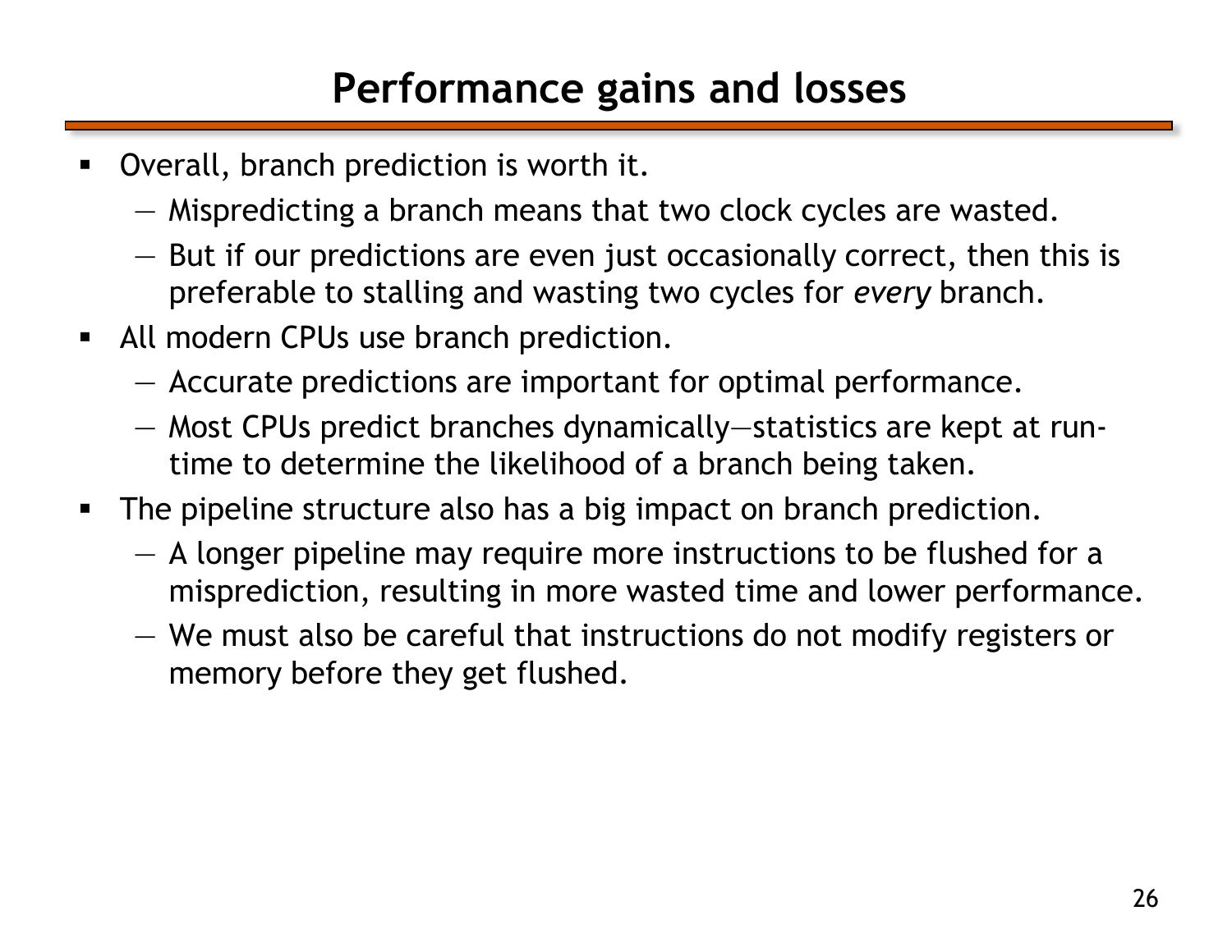# Performance gains and losses

- Overall, branch prediction is worth it.
  - Mispredicting a branch means that two clock cycles are wasted.
  - But if our predictions are even just occasionally correct, then this is preferable to stalling and wasting two cycles for *every* branch.
- All modern CPUs use branch prediction.
  - Accurate predictions are important for optimal performance.
  - Most CPUs predict branches dynamically—statistics are kept at run-time to determine the likelihood of a branch being taken.
- The pipeline structure also has a big impact on branch prediction.
  - A longer pipeline may require more instructions to be flushed for a misprediction, resulting in more wasted time and lower performance.
  - We must also be careful that instructions do not modify registers or memory before they get flushed.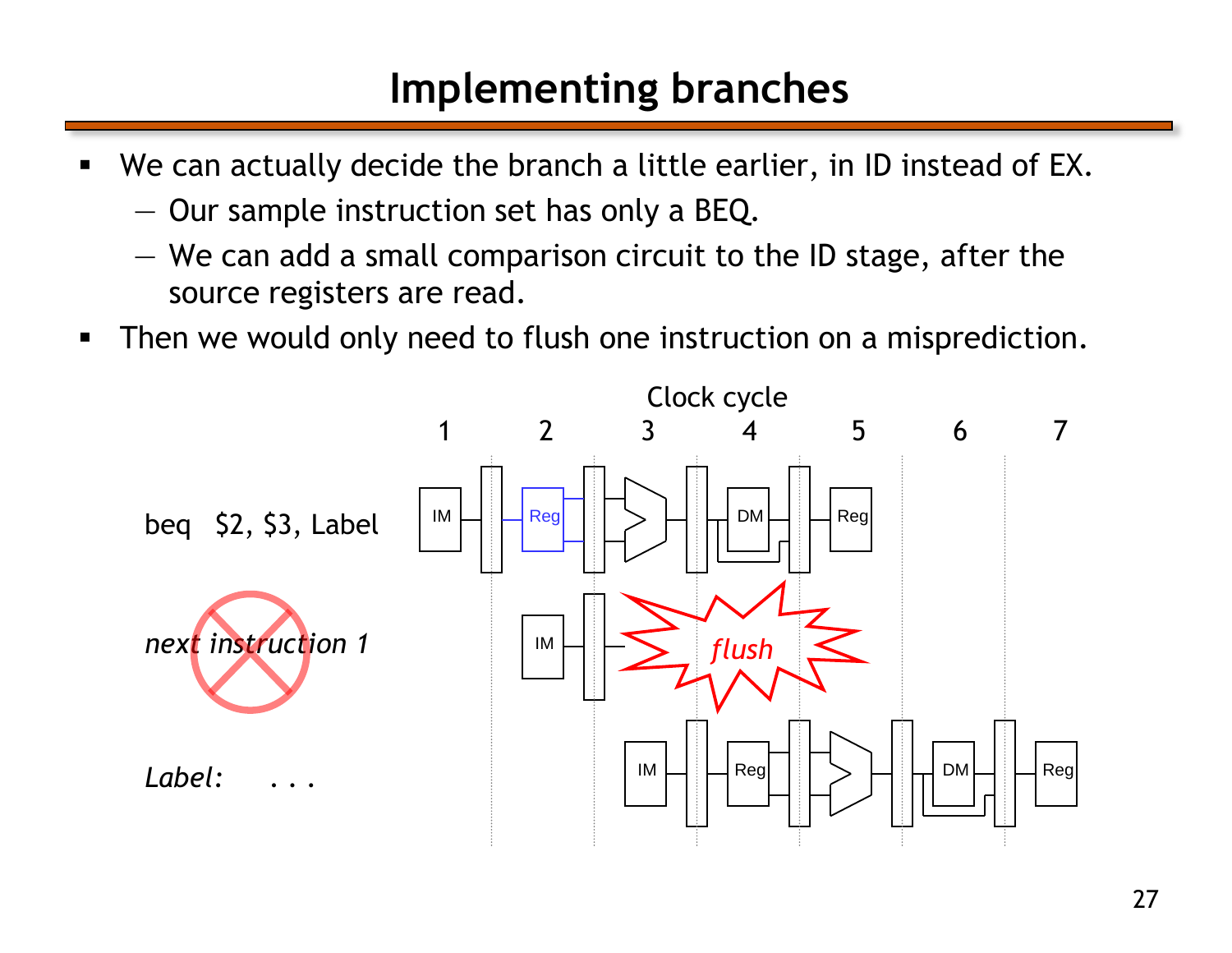# Implementing branches

- We can actually decide the branch a little earlier, in ID instead of EX.
  - Our sample instruction set has only a BEQ.
  - We can add a small comparison circuit to the ID stage, after the source registers are read.
- Then we would only need to flush one instruction on a misprediction.

Clock cycle

1 2 3 4 5 6 7

beq $2, $3, Label

*next instruction 1*

*flush*

*Label:* . . .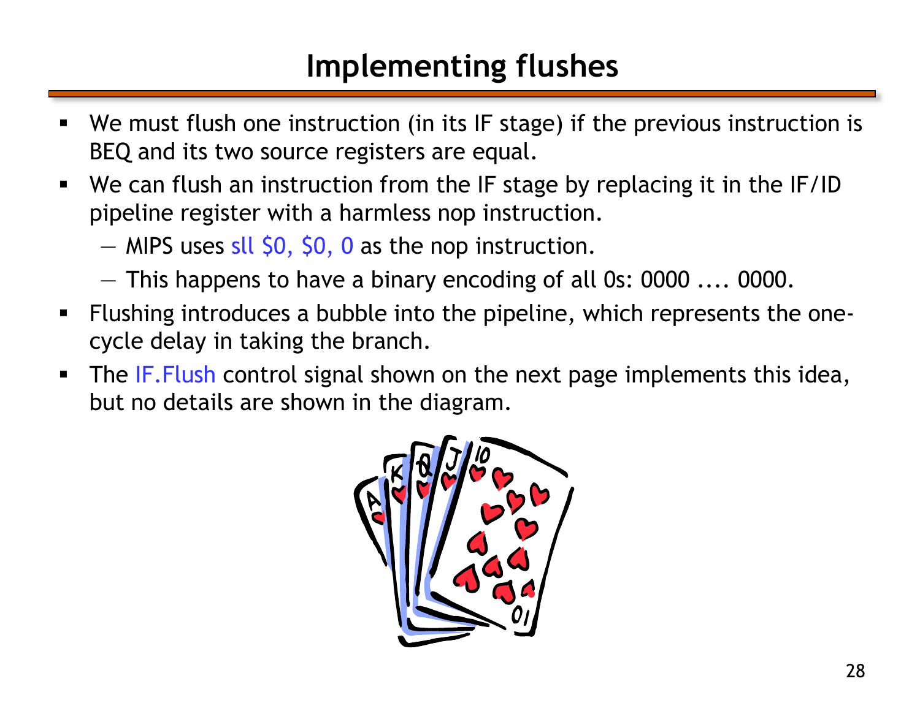# Implementing flushes

- We must flush one instruction (in its IF stage) if the previous instruction is BEQ and its two source registers are equal.
- We can flush an instruction from the IF stage by replacing it in the IF/ID pipeline register with a harmless nop instruction.
  - MIPS uses sll $0, $0, 0 as the nop instruction.
  - This happens to have a binary encoding of all 0s: 0000 .... 0000.
- Flushing introduces a bubble into the pipeline, which represents the one-cycle delay in taking the branch.
- The IF.Flush control signal shown on the next page implements this idea, but no details are shown in the diagram.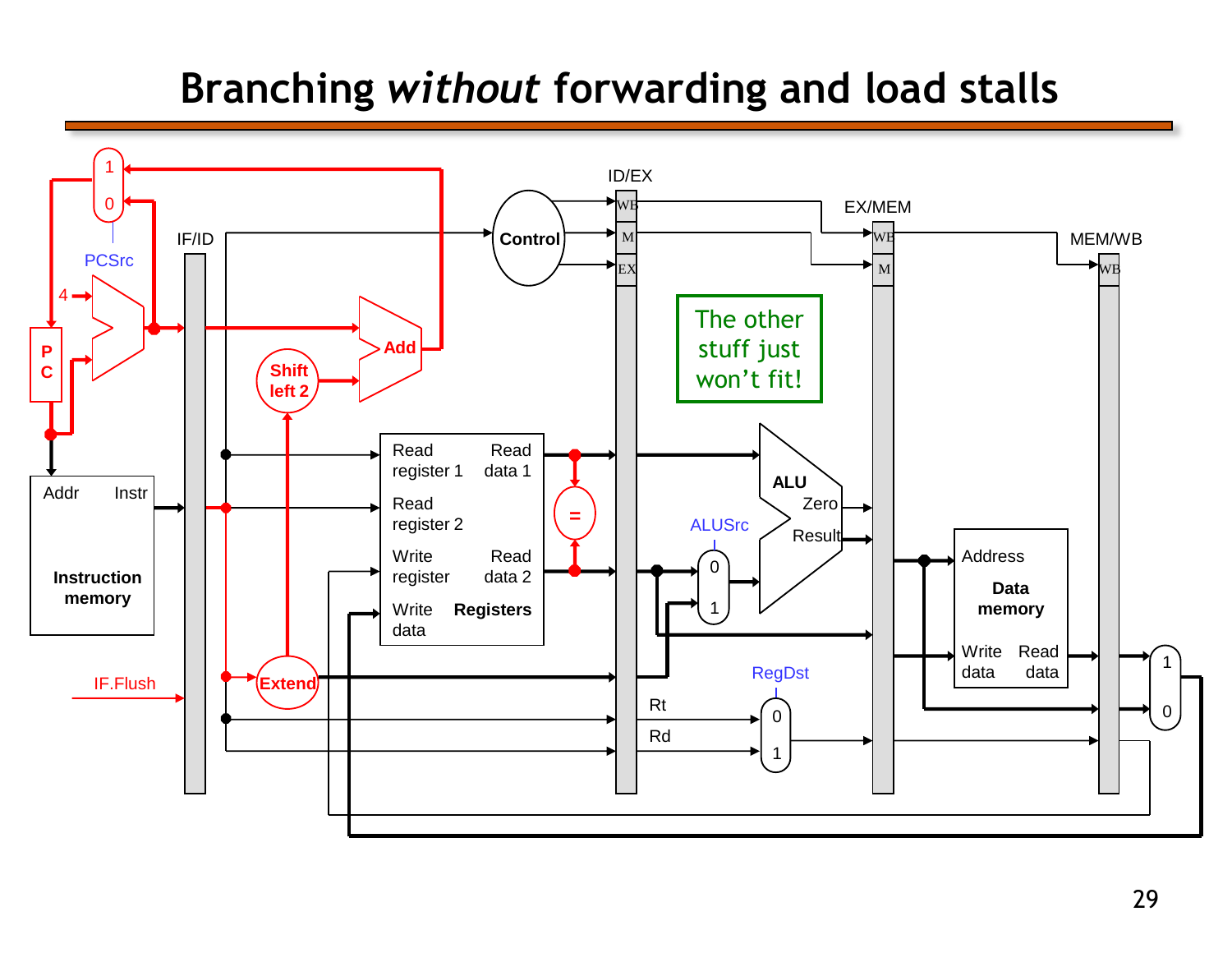# Branching *without* forwarding and load stalls

The other stuff just won't fit!

IF/ID | ID/EX | EX/MEM | MEM/WB

PCSrc | 4 | PC | Add | Shift left 2 | Control | WB | M | EX

Addr | Instr | Instruction memory | IF.Flush

Read register 1 | Read register 2 | Write register | Write data | Read data 1 | Read data 2 | Registers | =

Extend | ALUSrc | ALU | Zero | Result | RegDst | Rt | Rd

Address | Data memory | Write data | Read data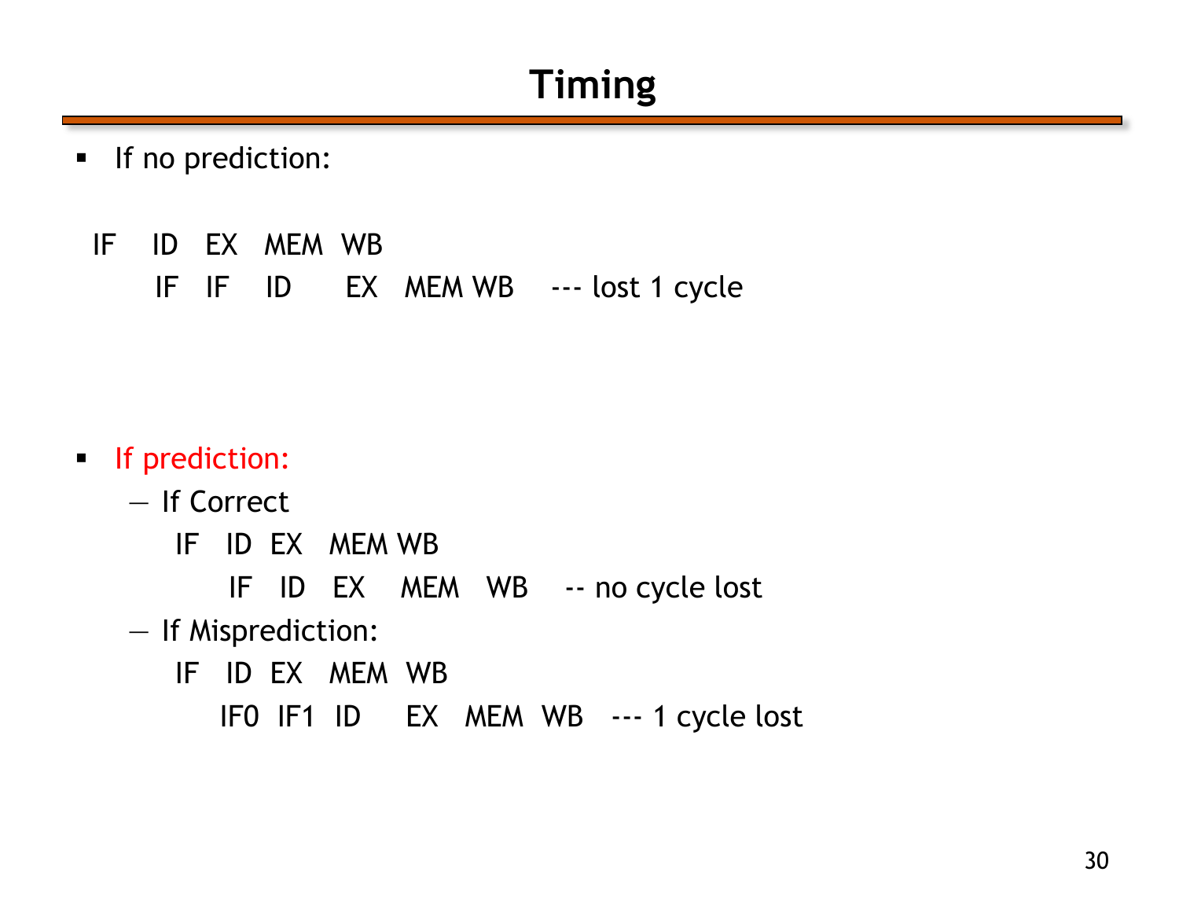# Timing

- If no prediction:

```
IF    ID   EX   MEM  WB
      IF   IF    ID      EX   MEM WB    --- lost 1 cycle
```

- If prediction:
  - If Correct

```
IF   ID  EX   MEM WB
     IF   ID   EX    MEM   WB    -- no cycle lost
```

  - If Misprediction:

```
IF   ID  EX   MEM  WB
    IF0  IF1  ID     EX   MEM  WB   --- 1 cycle lost
```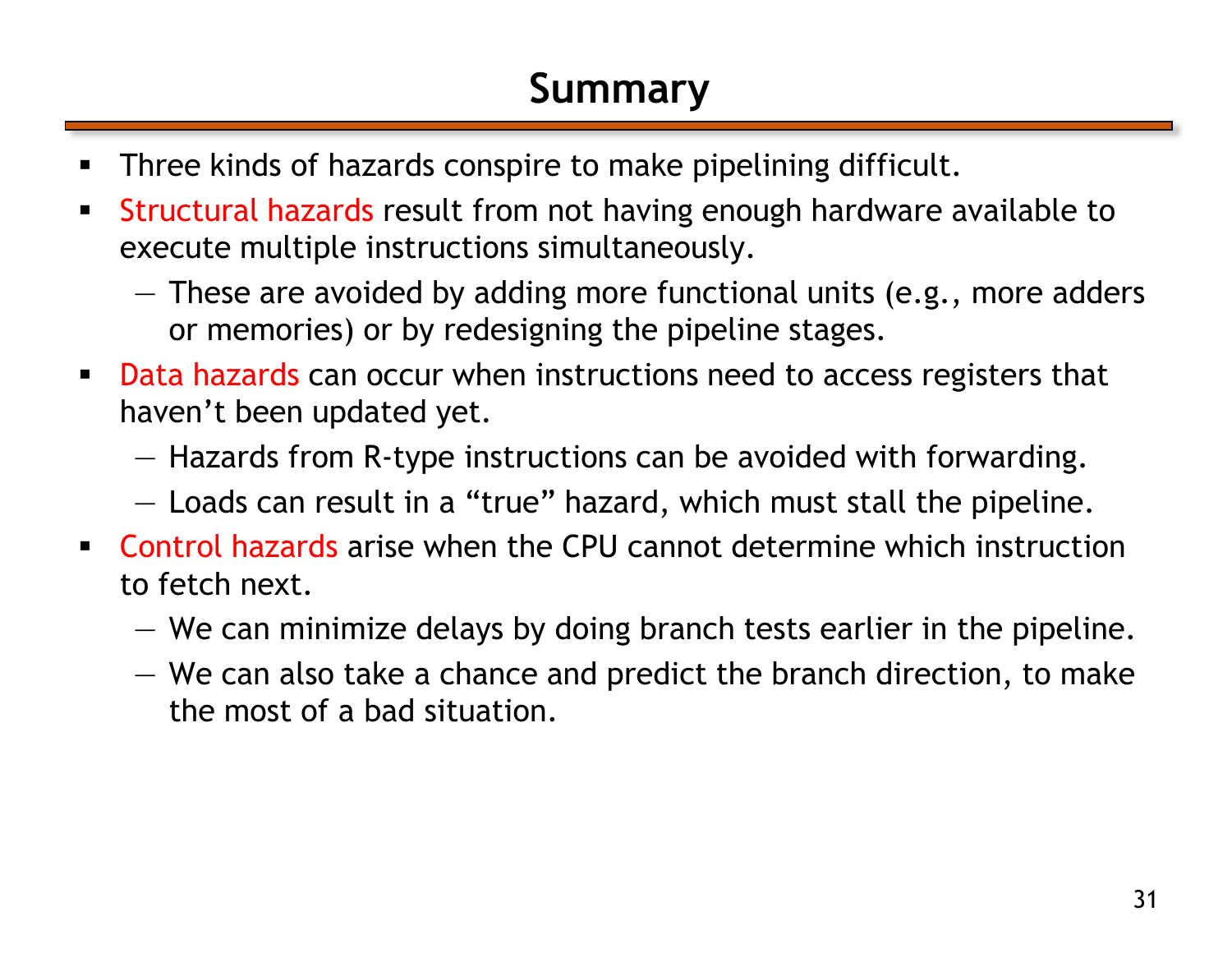# Summary

- Three kinds of hazards conspire to make pipelining difficult.
- Structural hazards result from not having enough hardware available to execute multiple instructions simultaneously.
  - These are avoided by adding more functional units (e.g., more adders or memories) or by redesigning the pipeline stages.
- Data hazards can occur when instructions need to access registers that haven't been updated yet.
  - Hazards from R-type instructions can be avoided with forwarding.
  - Loads can result in a "true" hazard, which must stall the pipeline.
- Control hazards arise when the CPU cannot determine which instruction to fetch next.
  - We can minimize delays by doing branch tests earlier in the pipeline.
  - We can also take a chance and predict the branch direction, to make the most of a bad situation.